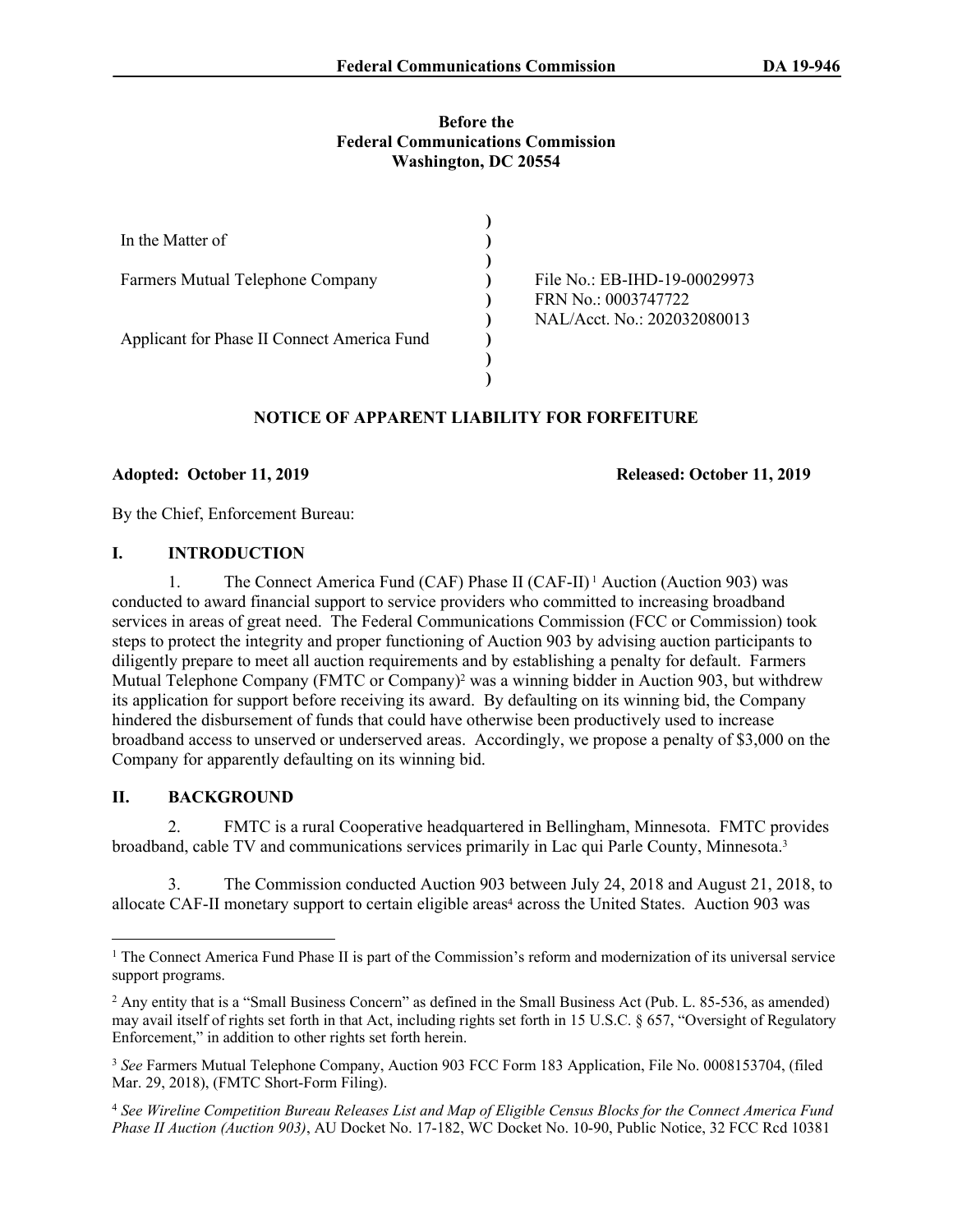**Before the**
**Federal Communications Commission**
**Washington, DC 20554**

| | | |
|---|---|---|
| In the Matter of | ) | |
| | ) | |
| Farmers Mutual Telephone Company | ) | File No.: EB-IHD-19-00029973 |
| | ) | FRN No.: 0003747722 |
| | ) | NAL/Acct. No.: 202032080013 |
| Applicant for Phase II Connect America Fund | ) | |
| | ) | |

**NOTICE OF APPARENT LIABILITY FOR FORFEITURE**

**Adopted: October 11, 2019** **Released: October 11, 2019**

By the Chief, Enforcement Bureau:

## I. INTRODUCTION

1. The Connect America Fund (CAF) Phase II (CAF-II)[1] Auction (Auction 903) was conducted to award financial support to service providers who committed to increasing broadband services in areas of great need. The Federal Communications Commission (FCC or Commission) took steps to protect the integrity and proper functioning of Auction 903 by advising auction participants to diligently prepare to meet all auction requirements and by establishing a penalty for default. Farmers Mutual Telephone Company (FMTC or Company)[2] was a winning bidder in Auction 903, but withdrew its application for support before receiving its award. By defaulting on its winning bid, the Company hindered the disbursement of funds that could have otherwise been productively used to increase broadband access to unserved or underserved areas. Accordingly, we propose a penalty of $3,000 on the Company for apparently defaulting on its winning bid.

## II. BACKGROUND

2. FMTC is a rural Cooperative headquartered in Bellingham, Minnesota. FMTC provides broadband, cable TV and communications services primarily in Lac qui Parle County, Minnesota.[3]

3. The Commission conducted Auction 903 between July 24, 2018 and August 21, 2018, to allocate CAF-II monetary support to certain eligible areas[4] across the United States. Auction 903 was

---

[1] The Connect America Fund Phase II is part of the Commission's reform and modernization of its universal service support programs.

[2] Any entity that is a "Small Business Concern" as defined in the Small Business Act (Pub. L. 85-536, as amended) may avail itself of rights set forth in that Act, including rights set forth in 15 U.S.C. § 657, "Oversight of Regulatory Enforcement," in addition to other rights set forth herein.

[3] *See* Farmers Mutual Telephone Company, Auction 903 FCC Form 183 Application, File No. 0008153704, (filed Mar. 29, 2018), (FMTC Short-Form Filing).

[4] *See Wireline Competition Bureau Releases List and Map of Eligible Census Blocks for the Connect America Fund Phase II Auction (Auction 903)*, AU Docket No. 17-182, WC Docket No. 10-90, Public Notice, 32 FCC Rcd 10381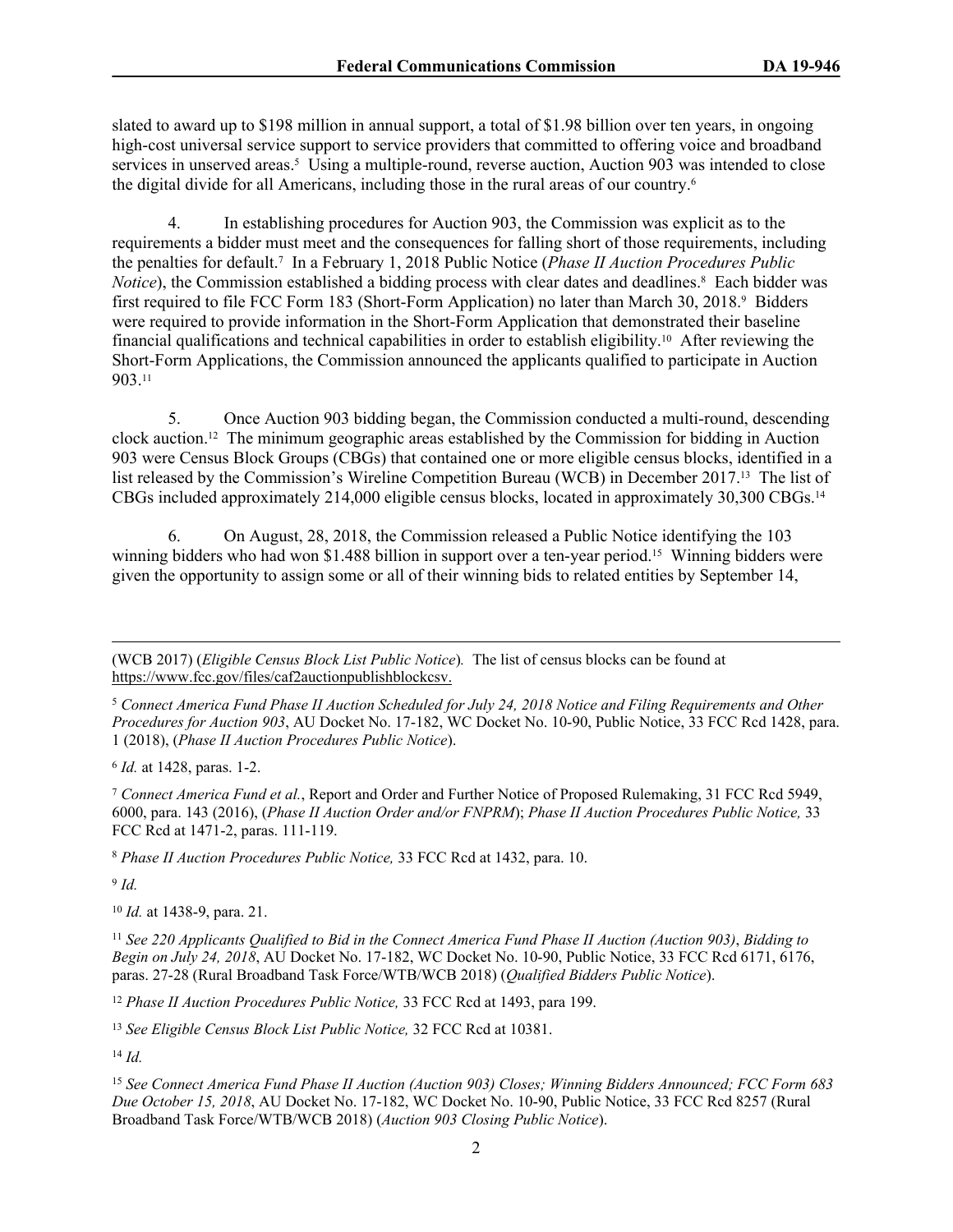slated to award up to $198 million in annual support, a total of $1.98 billion over ten years, in ongoing high-cost universal service support to service providers that committed to offering voice and broadband services in unserved areas.[5] Using a multiple-round, reverse auction, Auction 903 was intended to close the digital divide for all Americans, including those in the rural areas of our country.[6]

4. In establishing procedures for Auction 903, the Commission was explicit as to the requirements a bidder must meet and the consequences for falling short of those requirements, including the penalties for default.[7] In a February 1, 2018 Public Notice (*Phase II Auction Procedures Public Notice*), the Commission established a bidding process with clear dates and deadlines.[8] Each bidder was first required to file FCC Form 183 (Short-Form Application) no later than March 30, 2018.[9] Bidders were required to provide information in the Short-Form Application that demonstrated their baseline financial qualifications and technical capabilities in order to establish eligibility.[10] After reviewing the Short-Form Applications, the Commission announced the applicants qualified to participate in Auction 903.[11]

5. Once Auction 903 bidding began, the Commission conducted a multi-round, descending clock auction.[12] The minimum geographic areas established by the Commission for bidding in Auction 903 were Census Block Groups (CBGs) that contained one or more eligible census blocks, identified in a list released by the Commission's Wireline Competition Bureau (WCB) in December 2017.[13] The list of CBGs included approximately 214,000 eligible census blocks, located in approximately 30,300 CBGs.[14]

6. On August, 28, 2018, the Commission released a Public Notice identifying the 103 winning bidders who had won $1.488 billion in support over a ten-year period.[15] Winning bidders were given the opportunity to assign some or all of their winning bids to related entities by September 14,

---

(WCB 2017) (*Eligible Census Block List Public Notice*). The list of census blocks can be found at https://www.fcc.gov/files/caf2auctionpublishblockcsv.

[5] *Connect America Fund Phase II Auction Scheduled for July 24, 2018 Notice and Filing Requirements and Other Procedures for Auction 903*, AU Docket No. 17-182, WC Docket No. 10-90, Public Notice, 33 FCC Rcd 1428, para. 1 (2018), (*Phase II Auction Procedures Public Notice*).

[6] *Id.* at 1428, paras. 1-2.

[7] *Connect America Fund et al.*, Report and Order and Further Notice of Proposed Rulemaking, 31 FCC Rcd 5949, 6000, para. 143 (2016), (*Phase II Auction Order and/or FNPRM*); *Phase II Auction Procedures Public Notice,* 33 FCC Rcd at 1471-2, paras. 111-119.

[8] *Phase II Auction Procedures Public Notice,* 33 FCC Rcd at 1432, para. 10.

[9] *Id.*

[10] *Id.* at 1438-9, para. 21.

[11] *See 220 Applicants Qualified to Bid in the Connect America Fund Phase II Auction (Auction 903)*, *Bidding to Begin on July 24, 2018*, AU Docket No. 17-182, WC Docket No. 10-90, Public Notice, 33 FCC Rcd 6171, 6176, paras. 27-28 (Rural Broadband Task Force/WTB/WCB 2018) (*Qualified Bidders Public Notice*).

[12] *Phase II Auction Procedures Public Notice,* 33 FCC Rcd at 1493, para 199.

[13] *See Eligible Census Block List Public Notice,* 32 FCC Rcd at 10381.

[14] *Id.*

[15] *See Connect America Fund Phase II Auction (Auction 903) Closes; Winning Bidders Announced; FCC Form 683 Due October 15, 2018*, AU Docket No. 17-182, WC Docket No. 10-90, Public Notice, 33 FCC Rcd 8257 (Rural Broadband Task Force/WTB/WCB 2018) (*Auction 903 Closing Public Notice*).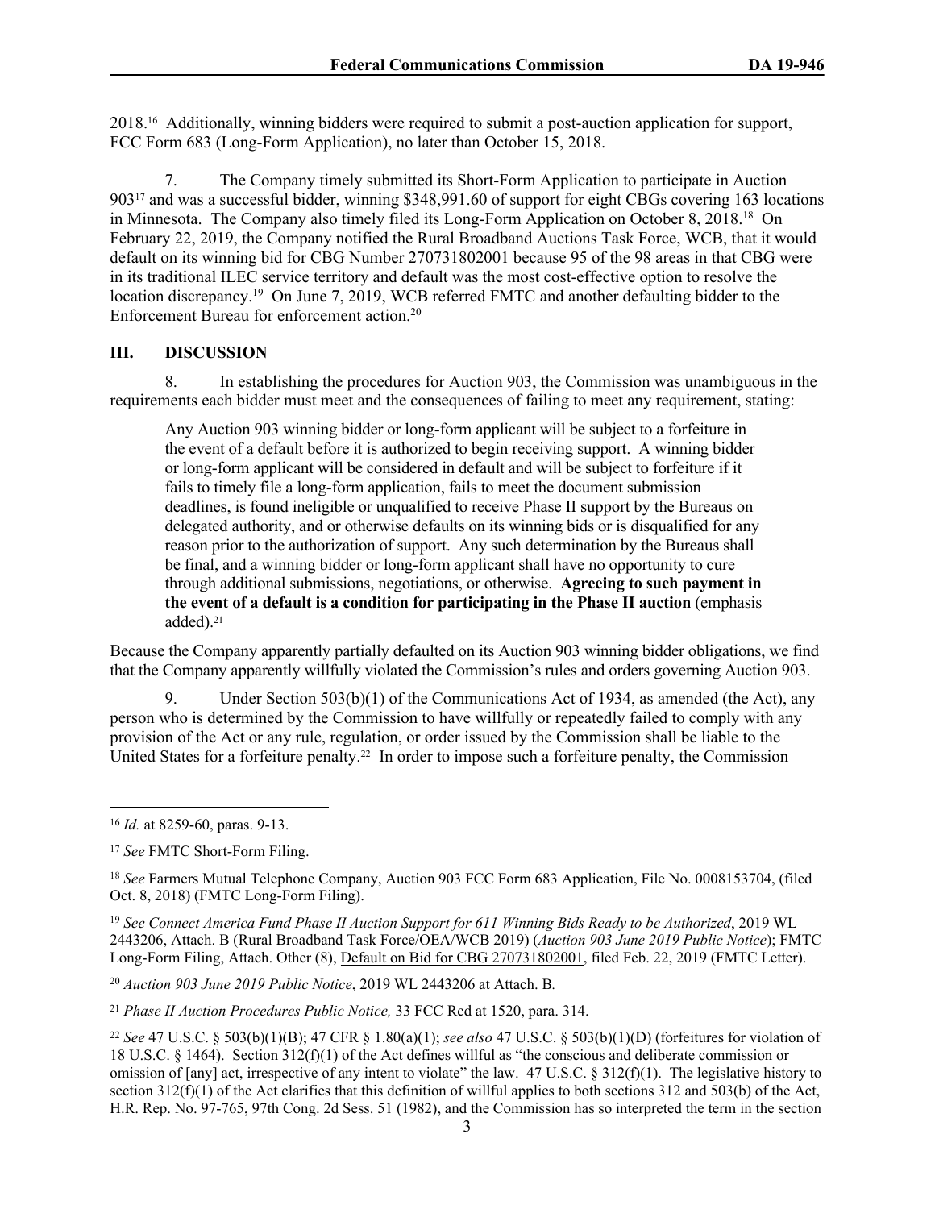2018.[16] Additionally, winning bidders were required to submit a post-auction application for support, FCC Form 683 (Long-Form Application), no later than October 15, 2018.

7. The Company timely submitted its Short-Form Application to participate in Auction 903[17] and was a successful bidder, winning $348,991.60 of support for eight CBGs covering 163 locations in Minnesota. The Company also timely filed its Long-Form Application on October 8, 2018.[18] On February 22, 2019, the Company notified the Rural Broadband Auctions Task Force, WCB, that it would default on its winning bid for CBG Number 270731802001 because 95 of the 98 areas in that CBG were in its traditional ILEC service territory and default was the most cost-effective option to resolve the location discrepancy.[19] On June 7, 2019, WCB referred FMTC and another defaulting bidder to the Enforcement Bureau for enforcement action.[20]

## III. DISCUSSION

8. In establishing the procedures for Auction 903, the Commission was unambiguous in the requirements each bidder must meet and the consequences of failing to meet any requirement, stating:

> Any Auction 903 winning bidder or long-form applicant will be subject to a forfeiture in the event of a default before it is authorized to begin receiving support. A winning bidder or long-form applicant will be considered in default and will be subject to forfeiture if it fails to timely file a long-form application, fails to meet the document submission deadlines, is found ineligible or unqualified to receive Phase II support by the Bureaus on delegated authority, and or otherwise defaults on its winning bids or is disqualified for any reason prior to the authorization of support. Any such determination by the Bureaus shall be final, and a winning bidder or long-form applicant shall have no opportunity to cure through additional submissions, negotiations, or otherwise. **Agreeing to such payment in the event of a default is a condition for participating in the Phase II auction** (emphasis added).[21]

Because the Company apparently partially defaulted on its Auction 903 winning bidder obligations, we find that the Company apparently willfully violated the Commission's rules and orders governing Auction 903.

9. Under Section 503(b)(1) of the Communications Act of 1934, as amended (the Act), any person who is determined by the Commission to have willfully or repeatedly failed to comply with any provision of the Act or any rule, regulation, or order issued by the Commission shall be liable to the United States for a forfeiture penalty.[22] In order to impose such a forfeiture penalty, the Commission

---

[16] *Id.* at 8259-60, paras. 9-13.

[17] *See* FMTC Short-Form Filing.

[18] *See* Farmers Mutual Telephone Company, Auction 903 FCC Form 683 Application, File No. 0008153704, (filed Oct. 8, 2018) (FMTC Long-Form Filing).

[19] *See Connect America Fund Phase II Auction Support for 611 Winning Bids Ready to be Authorized*, 2019 WL 2443206, Attach. B (Rural Broadband Task Force/OEA/WCB 2019) (*Auction 903 June 2019 Public Notice*); FMTC Long-Form Filing, Attach. Other (8), Default on Bid for CBG 270731802001, filed Feb. 22, 2019 (FMTC Letter).

[20] *Auction 903 June 2019 Public Notice*, 2019 WL 2443206 at Attach. B.

[21] *Phase II Auction Procedures Public Notice,* 33 FCC Rcd at 1520, para. 314.

[22] *See* 47 U.S.C. § 503(b)(1)(B); 47 CFR § 1.80(a)(1); *see also* 47 U.S.C. § 503(b)(1)(D) (forfeitures for violation of 18 U.S.C. § 1464). Section 312(f)(1) of the Act defines willful as "the conscious and deliberate commission or omission of [any] act, irrespective of any intent to violate" the law. 47 U.S.C. § 312(f)(1). The legislative history to section 312(f)(1) of the Act clarifies that this definition of willful applies to both sections 312 and 503(b) of the Act, H.R. Rep. No. 97-765, 97th Cong. 2d Sess. 51 (1982), and the Commission has so interpreted the term in the section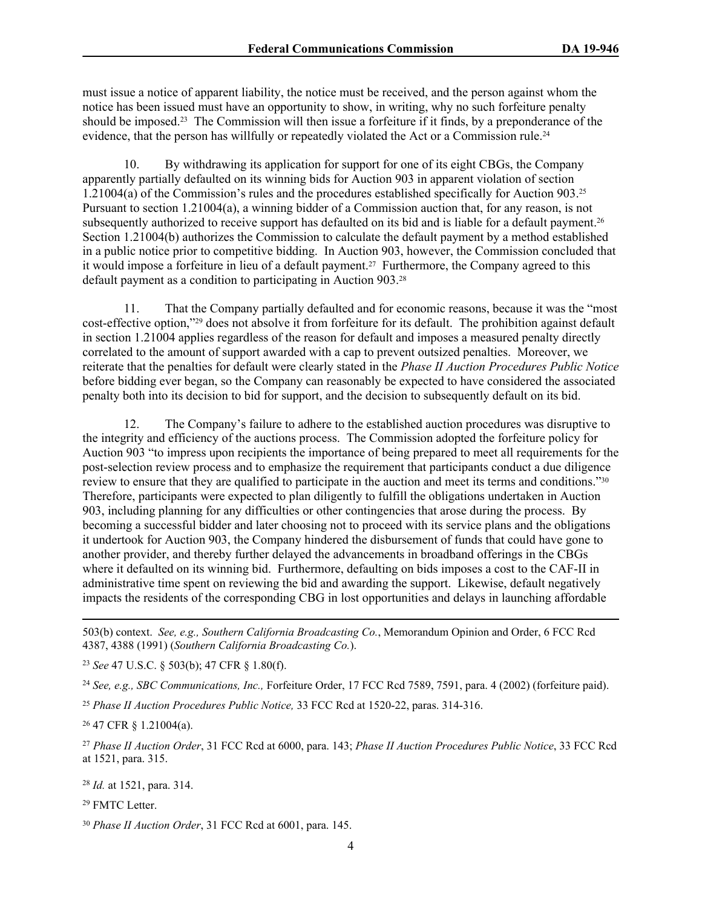must issue a notice of apparent liability, the notice must be received, and the person against whom the notice has been issued must have an opportunity to show, in writing, why no such forfeiture penalty should be imposed.[23] The Commission will then issue a forfeiture if it finds, by a preponderance of the evidence, that the person has willfully or repeatedly violated the Act or a Commission rule.[24]

10. By withdrawing its application for support for one of its eight CBGs, the Company apparently partially defaulted on its winning bids for Auction 903 in apparent violation of section 1.21004(a) of the Commission's rules and the procedures established specifically for Auction 903.[25] Pursuant to section 1.21004(a), a winning bidder of a Commission auction that, for any reason, is not subsequently authorized to receive support has defaulted on its bid and is liable for a default payment.[26] Section 1.21004(b) authorizes the Commission to calculate the default payment by a method established in a public notice prior to competitive bidding. In Auction 903, however, the Commission concluded that it would impose a forfeiture in lieu of a default payment.[27] Furthermore, the Company agreed to this default payment as a condition to participating in Auction 903.[28]

11. That the Company partially defaulted and for economic reasons, because it was the "most cost-effective option,"[29] does not absolve it from forfeiture for its default. The prohibition against default in section 1.21004 applies regardless of the reason for default and imposes a measured penalty directly correlated to the amount of support awarded with a cap to prevent outsized penalties. Moreover, we reiterate that the penalties for default were clearly stated in the *Phase II Auction Procedures Public Notice* before bidding ever began, so the Company can reasonably be expected to have considered the associated penalty both into its decision to bid for support, and the decision to subsequently default on its bid.

12. The Company's failure to adhere to the established auction procedures was disruptive to the integrity and efficiency of the auctions process. The Commission adopted the forfeiture policy for Auction 903 "to impress upon recipients the importance of being prepared to meet all requirements for the post-selection review process and to emphasize the requirement that participants conduct a due diligence review to ensure that they are qualified to participate in the auction and meet its terms and conditions."[30] Therefore, participants were expected to plan diligently to fulfill the obligations undertaken in Auction 903, including planning for any difficulties or other contingencies that arose during the process. By becoming a successful bidder and later choosing not to proceed with its service plans and the obligations it undertook for Auction 903, the Company hindered the disbursement of funds that could have gone to another provider, and thereby further delayed the advancements in broadband offerings in the CBGs where it defaulted on its winning bid. Furthermore, defaulting on bids imposes a cost to the CAF-II in administrative time spent on reviewing the bid and awarding the support. Likewise, default negatively impacts the residents of the corresponding CBG in lost opportunities and delays in launching affordable

---

503(b) context. *See, e.g., Southern California Broadcasting Co.*, Memorandum Opinion and Order, 6 FCC Rcd 4387, 4388 (1991) (*Southern California Broadcasting Co.*).

[23] *See* 47 U.S.C. § 503(b); 47 CFR § 1.80(f).

[24] *See, e.g., SBC Communications, Inc.,* Forfeiture Order, 17 FCC Rcd 7589, 7591, para. 4 (2002) (forfeiture paid).

[25] *Phase II Auction Procedures Public Notice,* 33 FCC Rcd at 1520-22, paras. 314-316.

[26] 47 CFR § 1.21004(a).

[27] *Phase II Auction Order*, 31 FCC Rcd at 6000, para. 143; *Phase II Auction Procedures Public Notice*, 33 FCC Rcd at 1521, para. 315.

[28] *Id.* at 1521, para. 314.

[29] FMTC Letter.

[30] *Phase II Auction Order*, 31 FCC Rcd at 6001, para. 145.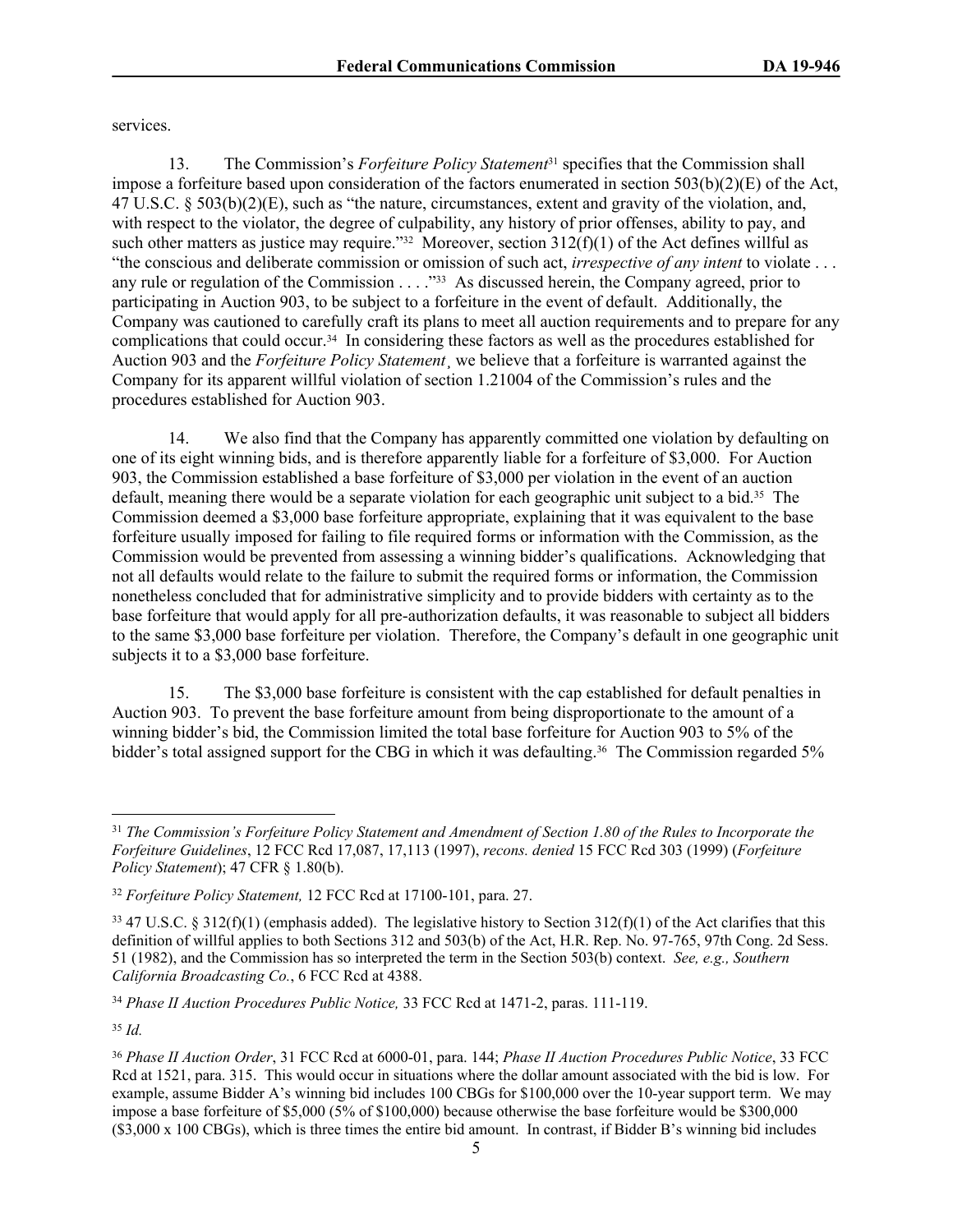services.

13. The Commission's *Forfeiture Policy Statement*[31] specifies that the Commission shall impose a forfeiture based upon consideration of the factors enumerated in section 503(b)(2)(E) of the Act, 47 U.S.C. § 503(b)(2)(E), such as "the nature, circumstances, extent and gravity of the violation, and, with respect to the violator, the degree of culpability, any history of prior offenses, ability to pay, and such other matters as justice may require."[32] Moreover, section 312(f)(1) of the Act defines willful as "the conscious and deliberate commission or omission of such act, *irrespective of any intent* to violate . . . any rule or regulation of the Commission . . . ."[33] As discussed herein, the Company agreed, prior to participating in Auction 903, to be subject to a forfeiture in the event of default. Additionally, the Company was cautioned to carefully craft its plans to meet all auction requirements and to prepare for any complications that could occur.[34] In considering these factors as well as the procedures established for Auction 903 and the *Forfeiture Policy Statement*¸ we believe that a forfeiture is warranted against the Company for its apparent willful violation of section 1.21004 of the Commission's rules and the procedures established for Auction 903.

14. We also find that the Company has apparently committed one violation by defaulting on one of its eight winning bids, and is therefore apparently liable for a forfeiture of $3,000. For Auction 903, the Commission established a base forfeiture of $3,000 per violation in the event of an auction default, meaning there would be a separate violation for each geographic unit subject to a bid.[35] The Commission deemed a $3,000 base forfeiture appropriate, explaining that it was equivalent to the base forfeiture usually imposed for failing to file required forms or information with the Commission, as the Commission would be prevented from assessing a winning bidder's qualifications. Acknowledging that not all defaults would relate to the failure to submit the required forms or information, the Commission nonetheless concluded that for administrative simplicity and to provide bidders with certainty as to the base forfeiture that would apply for all pre-authorization defaults, it was reasonable to subject all bidders to the same $3,000 base forfeiture per violation. Therefore, the Company's default in one geographic unit subjects it to a $3,000 base forfeiture.

15. The $3,000 base forfeiture is consistent with the cap established for default penalties in Auction 903. To prevent the base forfeiture amount from being disproportionate to the amount of a winning bidder's bid, the Commission limited the total base forfeiture for Auction 903 to 5% of the bidder's total assigned support for the CBG in which it was defaulting.[36] The Commission regarded 5%

---

[31] *The Commission's Forfeiture Policy Statement and Amendment of Section 1.80 of the Rules to Incorporate the Forfeiture Guidelines*, 12 FCC Rcd 17,087, 17,113 (1997), *recons. denied* 15 FCC Rcd 303 (1999) (*Forfeiture Policy Statement*); 47 CFR § 1.80(b).

[32] *Forfeiture Policy Statement,* 12 FCC Rcd at 17100-101, para. 27.

[33] 47 U.S.C. § 312(f)(1) (emphasis added). The legislative history to Section 312(f)(1) of the Act clarifies that this definition of willful applies to both Sections 312 and 503(b) of the Act, H.R. Rep. No. 97-765, 97th Cong. 2d Sess. 51 (1982), and the Commission has so interpreted the term in the Section 503(b) context. *See, e.g., Southern California Broadcasting Co.*, 6 FCC Rcd at 4388.

[34] *Phase II Auction Procedures Public Notice,* 33 FCC Rcd at 1471-2, paras. 111-119.

[35] *Id.*

[36] *Phase II Auction Order*, 31 FCC Rcd at 6000-01, para. 144; *Phase II Auction Procedures Public Notice*, 33 FCC Rcd at 1521, para. 315. This would occur in situations where the dollar amount associated with the bid is low. For example, assume Bidder A's winning bid includes 100 CBGs for $100,000 over the 10-year support term. We may impose a base forfeiture of $5,000 (5% of $100,000) because otherwise the base forfeiture would be $300,000 ($3,000 x 100 CBGs), which is three times the entire bid amount. In contrast, if Bidder B's winning bid includes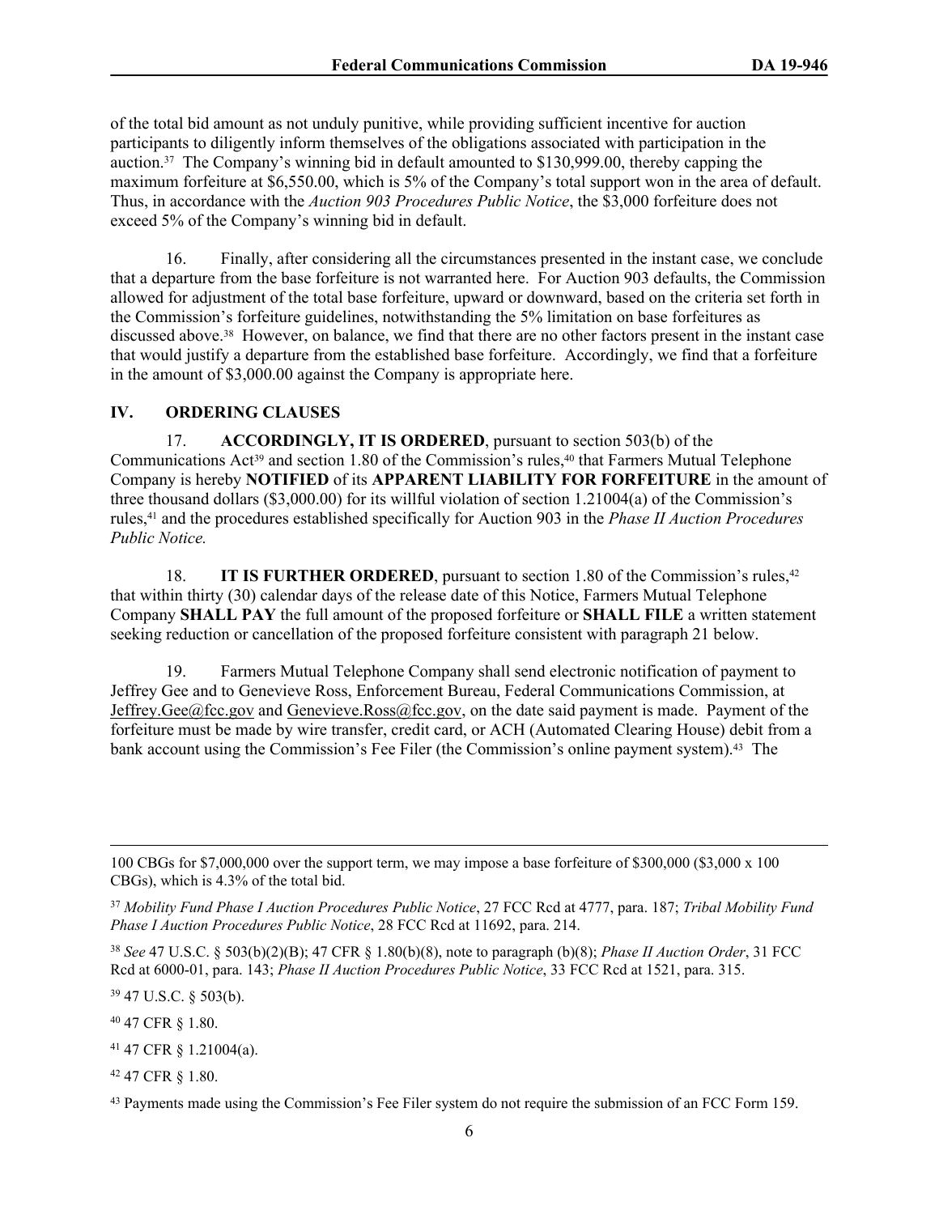of the total bid amount as not unduly punitive, while providing sufficient incentive for auction participants to diligently inform themselves of the obligations associated with participation in the auction.[37] The Company's winning bid in default amounted to $130,999.00, thereby capping the maximum forfeiture at $6,550.00, which is 5% of the Company's total support won in the area of default. Thus, in accordance with the *Auction 903 Procedures Public Notice*, the $3,000 forfeiture does not exceed 5% of the Company's winning bid in default.

16. Finally, after considering all the circumstances presented in the instant case, we conclude that a departure from the base forfeiture is not warranted here. For Auction 903 defaults, the Commission allowed for adjustment of the total base forfeiture, upward or downward, based on the criteria set forth in the Commission's forfeiture guidelines, notwithstanding the 5% limitation on base forfeitures as discussed above.[38] However, on balance, we find that there are no other factors present in the instant case that would justify a departure from the established base forfeiture. Accordingly, we find that a forfeiture in the amount of $3,000.00 against the Company is appropriate here.

## IV. ORDERING CLAUSES

17. **ACCORDINGLY, IT IS ORDERED**, pursuant to section 503(b) of the Communications Act[39] and section 1.80 of the Commission's rules,[40] that Farmers Mutual Telephone Company is hereby **NOTIFIED** of its **APPARENT LIABILITY FOR FORFEITURE** in the amount of three thousand dollars ($3,000.00) for its willful violation of section 1.21004(a) of the Commission's rules,[41] and the procedures established specifically for Auction 903 in the *Phase II Auction Procedures Public Notice.*

18. **IT IS FURTHER ORDERED**, pursuant to section 1.80 of the Commission's rules,[42] that within thirty (30) calendar days of the release date of this Notice, Farmers Mutual Telephone Company **SHALL PAY** the full amount of the proposed forfeiture or **SHALL FILE** a written statement seeking reduction or cancellation of the proposed forfeiture consistent with paragraph 21 below.

19. Farmers Mutual Telephone Company shall send electronic notification of payment to Jeffrey Gee and to Genevieve Ross, Enforcement Bureau, Federal Communications Commission, at Jeffrey.Gee@fcc.gov and Genevieve.Ross@fcc.gov, on the date said payment is made. Payment of the forfeiture must be made by wire transfer, credit card, or ACH (Automated Clearing House) debit from a bank account using the Commission's Fee Filer (the Commission's online payment system).[43] The

---

100 CBGs for $7,000,000 over the support term, we may impose a base forfeiture of $300,000 ($3,000 x 100 CBGs), which is 4.3% of the total bid.

[37] *Mobility Fund Phase I Auction Procedures Public Notice*, 27 FCC Rcd at 4777, para. 187; *Tribal Mobility Fund Phase I Auction Procedures Public Notice*, 28 FCC Rcd at 11692, para. 214.

[38] *See* 47 U.S.C. § 503(b)(2)(B); 47 CFR § 1.80(b)(8), note to paragraph (b)(8); *Phase II Auction Order*, 31 FCC Rcd at 6000-01, para. 143; *Phase II Auction Procedures Public Notice*, 33 FCC Rcd at 1521, para. 315.

[39] 47 U.S.C. § 503(b).

[40] 47 CFR § 1.80.

[41] 47 CFR § 1.21004(a).

[42] 47 CFR § 1.80.

[43] Payments made using the Commission's Fee Filer system do not require the submission of an FCC Form 159.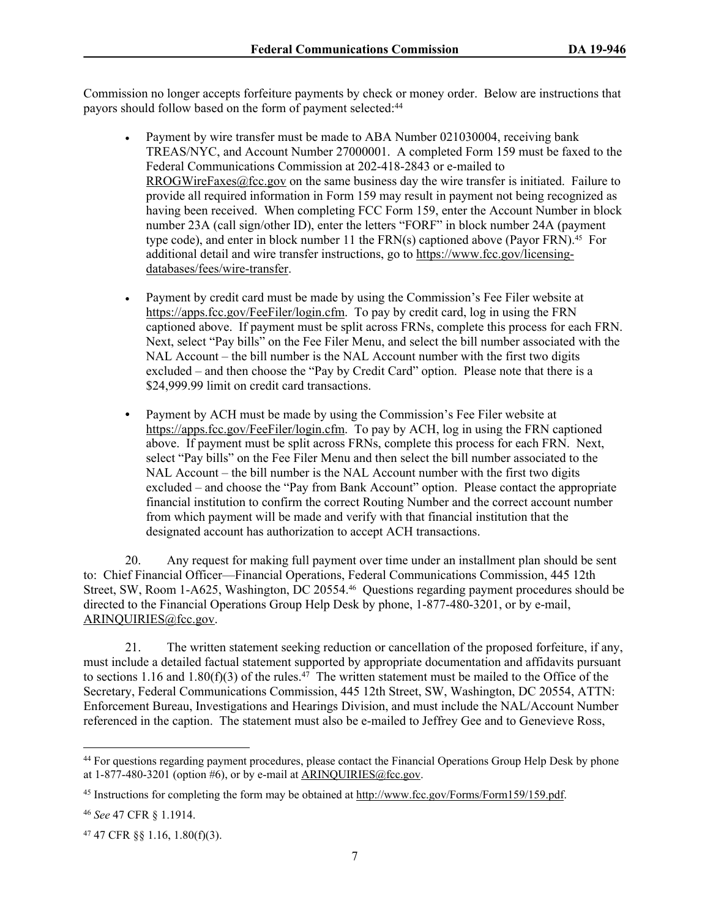Commission no longer accepts forfeiture payments by check or money order. Below are instructions that payors should follow based on the form of payment selected:[44]

- Payment by wire transfer must be made to ABA Number 021030004, receiving bank TREAS/NYC, and Account Number 27000001. A completed Form 159 must be faxed to the Federal Communications Commission at 202-418-2843 or e-mailed to RROGWireFaxes@fcc.gov on the same business day the wire transfer is initiated. Failure to provide all required information in Form 159 may result in payment not being recognized as having been received. When completing FCC Form 159, enter the Account Number in block number 23A (call sign/other ID), enter the letters "FORF" in block number 24A (payment type code), and enter in block number 11 the FRN(s) captioned above (Payor FRN).[45] For additional detail and wire transfer instructions, go to https://www.fcc.gov/licensing-databases/fees/wire-transfer.

- Payment by credit card must be made by using the Commission's Fee Filer website at https://apps.fcc.gov/FeeFiler/login.cfm. To pay by credit card, log in using the FRN captioned above. If payment must be split across FRNs, complete this process for each FRN. Next, select "Pay bills" on the Fee Filer Menu, and select the bill number associated with the NAL Account – the bill number is the NAL Account number with the first two digits excluded – and then choose the "Pay by Credit Card" option. Please note that there is a $24,999.99 limit on credit card transactions.

- Payment by ACH must be made by using the Commission's Fee Filer website at https://apps.fcc.gov/FeeFiler/login.cfm. To pay by ACH, log in using the FRN captioned above. If payment must be split across FRNs, complete this process for each FRN. Next, select "Pay bills" on the Fee Filer Menu and then select the bill number associated to the NAL Account – the bill number is the NAL Account number with the first two digits excluded – and choose the "Pay from Bank Account" option. Please contact the appropriate financial institution to confirm the correct Routing Number and the correct account number from which payment will be made and verify with that financial institution that the designated account has authorization to accept ACH transactions.

20. Any request for making full payment over time under an installment plan should be sent to: Chief Financial Officer—Financial Operations, Federal Communications Commission, 445 12th Street, SW, Room 1-A625, Washington, DC 20554.[46] Questions regarding payment procedures should be directed to the Financial Operations Group Help Desk by phone, 1-877-480-3201, or by e-mail, ARINQUIRIES@fcc.gov.

21. The written statement seeking reduction or cancellation of the proposed forfeiture, if any, must include a detailed factual statement supported by appropriate documentation and affidavits pursuant to sections 1.16 and 1.80(f)(3) of the rules.[47] The written statement must be mailed to the Office of the Secretary, Federal Communications Commission, 445 12th Street, SW, Washington, DC 20554, ATTN: Enforcement Bureau, Investigations and Hearings Division, and must include the NAL/Account Number referenced in the caption. The statement must also be e-mailed to Jeffrey Gee and to Genevieve Ross,

---

[44] For questions regarding payment procedures, please contact the Financial Operations Group Help Desk by phone at 1-877-480-3201 (option #6), or by e-mail at ARINQUIRIES@fcc.gov.

[45] Instructions for completing the form may be obtained at http://www.fcc.gov/Forms/Form159/159.pdf.

[46] *See* 47 CFR § 1.1914.

[47] 47 CFR §§ 1.16, 1.80(f)(3).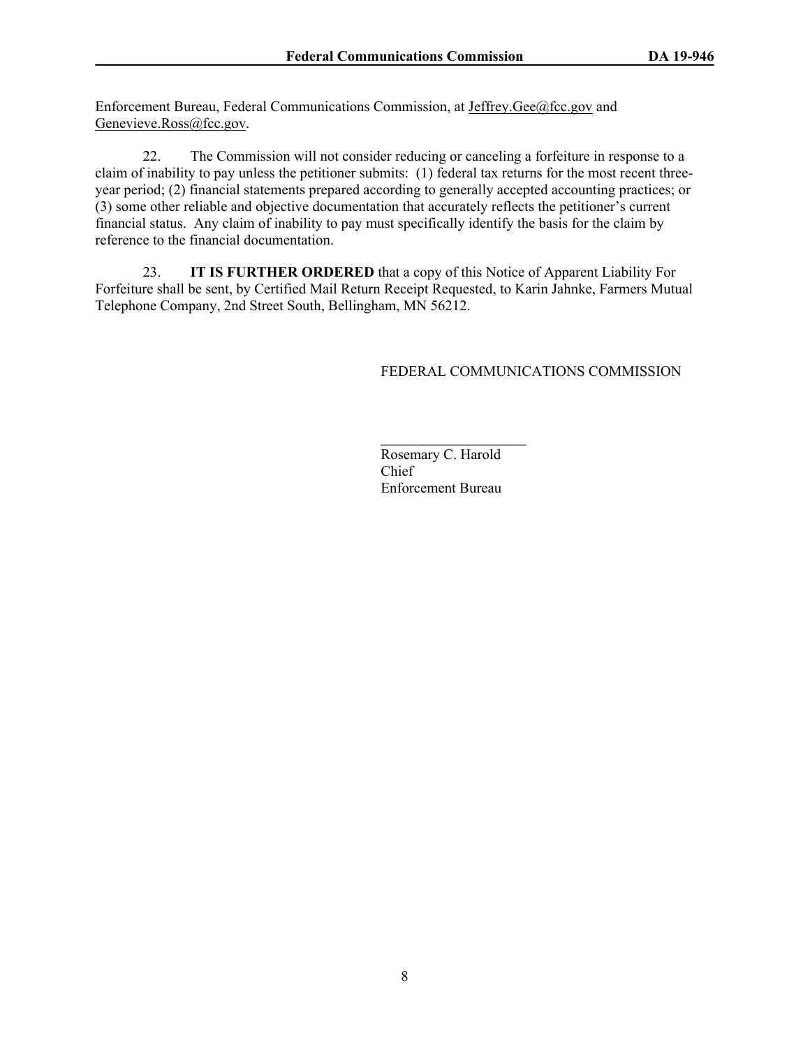Enforcement Bureau, Federal Communications Commission, at Jeffrey.Gee@fcc.gov and Genevieve.Ross@fcc.gov.

22. The Commission will not consider reducing or canceling a forfeiture in response to a claim of inability to pay unless the petitioner submits: (1) federal tax returns for the most recent three-year period; (2) financial statements prepared according to generally accepted accounting practices; or (3) some other reliable and objective documentation that accurately reflects the petitioner's current financial status. Any claim of inability to pay must specifically identify the basis for the claim by reference to the financial documentation.

23. **IT IS FURTHER ORDERED** that a copy of this Notice of Apparent Liability For Forfeiture shall be sent, by Certified Mail Return Receipt Requested, to Karin Jahnke, Farmers Mutual Telephone Company, 2nd Street South, Bellingham, MN 56212.

FEDERAL COMMUNICATIONS COMMISSION

____________________

Rosemary C. Harold
Chief
Enforcement Bureau